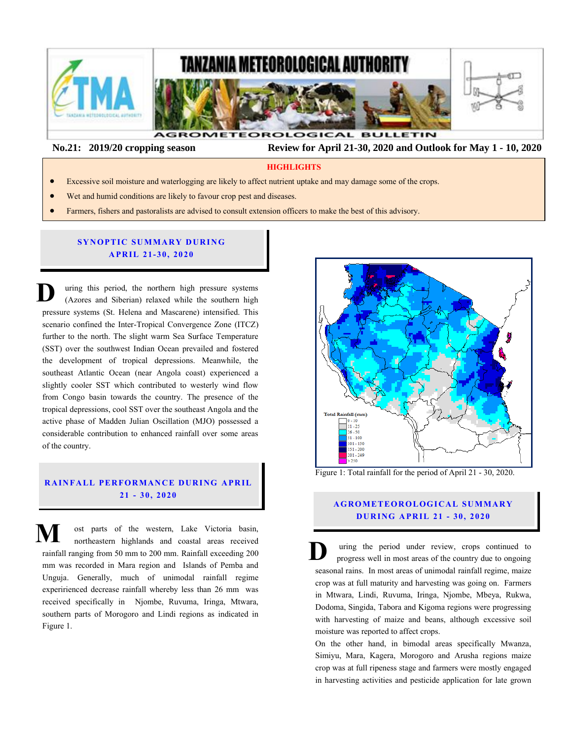# TANZANIA METEOROLOGICAL AUTHORITY

AGROMETEOROLOGICAL BULLETIN

**No.21: 2019/20 cropping season** **Review for April 21-30, 2020 and Outlook for May 1 - 10, 2020**

## HIGHLIGHTS

- Excessive soil moisture and waterlogging are likely to affect nutrient uptake and may damage some of the crops.
- Wet and humid conditions are likely to favour crop pest and diseases.
- Farmers, fishers and pastoralists are advised to consult extension officers to make the best of this advisory.

## SYNOPTIC SUMMARY DURING APRIL 21-30, 2020

During this period, the northern high pressure systems (Azores and Siberian) relaxed while the southern high pressure systems (St. Helena and Mascarene) intensified. This scenario confined the Inter-Tropical Convergence Zone (ITCZ) further to the north. The slight warm Sea Surface Temperature (SST) over the southwest Indian Ocean prevailed and fostered the development of tropical depressions. Meanwhile, the southeast Atlantic Ocean (near Angola coast) experienced a slightly cooler SST which contributed to westerly wind flow from Congo basin towards the country. The presence of the tropical depressions, cool SST over the southeast Angola and the active phase of Madden Julian Oscillation (MJO) possessed a considerable contribution to enhanced rainfall over some areas of the country.

## RAINFALL PERFORMANCE DURING APRIL 21 - 30, 2020

Most parts of the western, Lake Victoria basin, northeastern highlands and coastal areas received rainfall ranging from 50 mm to 200 mm. Rainfall exceeding 200 mm was recorded in Mara region and Islands of Pemba and Unguja. Generally, much of unimodal rainfall regime experirienced decrease rainfall whereby less than 26 mm was received specifically in Njombe, Ruvuma, Iringa, Mtwara, southern parts of Morogoro and Lindi regions as indicated in Figure 1.

Total Rainfall (mm)
0 - 10
11 - 25
26 - 50
51 - 100
101 - 150
151 - 200
201 - 249
> 250

Figure 1: Total rainfall for the period of April 21 - 30, 2020.

## AGROMETEOROLOGICAL SUMMARY DURING APRIL 21 - 30, 2020

During the period under review, crops continued to progress well in most areas of the country due to ongoing seasonal rains. In most areas of unimodal rainfall regime, maize crop was at full maturity and harvesting was going on. Farmers in Mtwara, Lindi, Ruvuma, Iringa, Njombe, Mbeya, Rukwa, Dodoma, Singida, Tabora and Kigoma regions were progressing with harvesting of maize and beans, although excessive soil moisture was reported to affect crops.

On the other hand, in bimodal areas specifically Mwanza, Simiyu, Mara, Kagera, Morogoro and Arusha regions maize crop was at full ripeness stage and farmers were mostly engaged in harvesting activities and pesticide application for late grown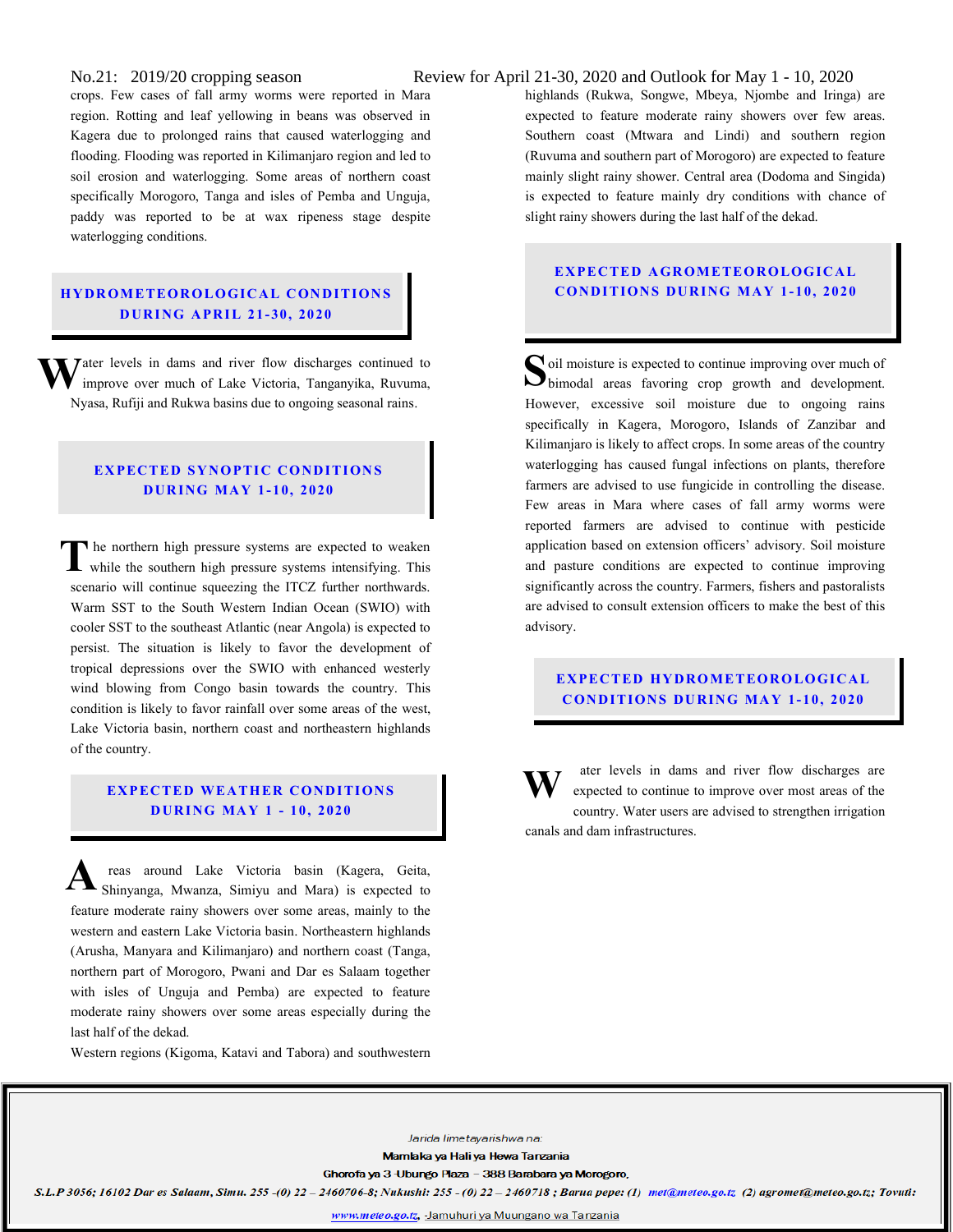crops. Few cases of fall army worms were reported in Mara region. Rotting and leaf yellowing in beans was observed in Kagera due to prolonged rains that caused waterlogging and flooding. Flooding was reported in Kilimanjaro region and led to soil erosion and waterlogging. Some areas of northern coast specifically Morogoro, Tanga and isles of Pemba and Unguja, paddy was reported to be at wax ripeness stage despite waterlogging conditions.

## HYDROMETEOROLOGICAL CONDITIONS DURING APRIL 21-30, 2020

Water levels in dams and river flow discharges continued to improve over much of Lake Victoria, Tanganyika, Ruvuma, Nyasa, Rufiji and Rukwa basins due to ongoing seasonal rains.

## EXPECTED SYNOPTIC CONDITIONS DURING MAY 1-10, 2020

The northern high pressure systems are expected to weaken while the southern high pressure systems intensifying. This scenario will continue squeezing the ITCZ further northwards. Warm SST to the South Western Indian Ocean (SWIO) with cooler SST to the southeast Atlantic (near Angola) is expected to persist. The situation is likely to favor the development of tropical depressions over the SWIO with enhanced westerly wind blowing from Congo basin towards the country. This condition is likely to favor rainfall over some areas of the west, Lake Victoria basin, northern coast and northeastern highlands of the country.

## EXPECTED WEATHER CONDITIONS DURING MAY 1 - 10, 2020

Areas around Lake Victoria basin (Kagera, Geita, Shinyanga, Mwanza, Simiyu and Mara) is expected to feature moderate rainy showers over some areas, mainly to the western and eastern Lake Victoria basin. Northeastern highlands (Arusha, Manyara and Kilimanjaro) and northern coast (Tanga, northern part of Morogoro, Pwani and Dar es Salaam together with isles of Unguja and Pemba) are expected to feature moderate rainy showers over some areas especially during the last half of the dekad.

Western regions (Kigoma, Katavi and Tabora) and southwestern highlands (Rukwa, Songwe, Mbeya, Njombe and Iringa) are expected to feature moderate rainy showers over few areas. Southern coast (Mtwara and Lindi) and southern region (Ruvuma and southern part of Morogoro) are expected to feature mainly slight rainy shower. Central area (Dodoma and Singida) is expected to feature mainly dry conditions with chance of slight rainy showers during the last half of the dekad.

## EXPECTED AGROMETEOROLOGICAL CONDITIONS DURING MAY 1-10, 2020

Soil moisture is expected to continue improving over much of bimodal areas favoring crop growth and development. However, excessive soil moisture due to ongoing rains specifically in Kagera, Morogoro, Islands of Zanzibar and Kilimanjaro is likely to affect crops. In some areas of the country waterlogging has caused fungal infections on plants, therefore farmers are advised to use fungicide in controlling the disease. Few areas in Mara where cases of fall army worms were reported farmers are advised to continue with pesticide application based on extension officers' advisory. Soil moisture and pasture conditions are expected to continue improving significantly across the country. Farmers, fishers and pastoralists are advised to consult extension officers to make the best of this advisory.

## EXPECTED HYDROMETEOROLOGICAL CONDITIONS DURING MAY 1-10, 2020

Water levels in dams and river flow discharges are expected to continue to improve over most areas of the country. Water users are advised to strengthen irrigation canals and dam infrastructures.

Jarida limetayarishwa na:

**Mamlaka ya Hali ya Hewa Tanzania**

**Ghorofa ya 3 -Ubungo Plaza – 388 Barabara ya Morogoro,**

***S.L.P 3056; 16102 Dar es Salaam, Simu. 255 -(0) 22 – 2460706-8; Nukushi: 255 - (0) 22 – 2460718 ; Barua pepe: (1) met@meteo.go.tz (2) agromet@meteo.go.tz; Tovuti: www.meteo.go.tz***, Jamuhuri ya Muungano wa Tanzania